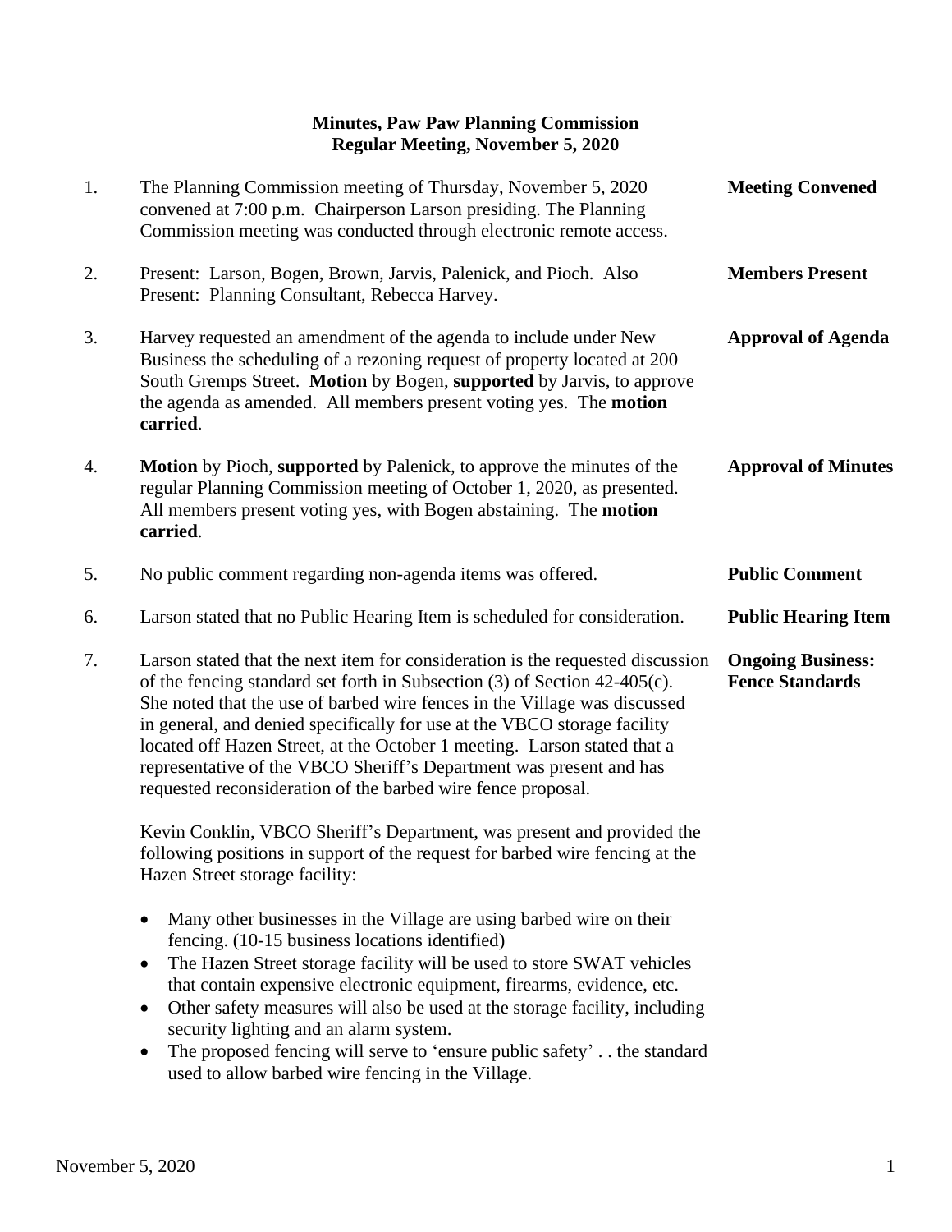**Minutes, Paw Paw Planning Commission**
**Regular Meeting, November 5, 2020**

1. The Planning Commission meeting of Thursday, November 5, 2020 convened at 7:00 p.m. Chairperson Larson presiding. The Planning Commission meeting was conducted through electronic remote access. **Meeting Convened**

2. Present: Larson, Bogen, Brown, Jarvis, Palenick, and Pioch. Also Present: Planning Consultant, Rebecca Harvey. **Members Present**

3. Harvey requested an amendment of the agenda to include under New Business the scheduling of a rezoning request of property located at 200 South Gremps Street. **Motion** by Bogen, **supported** by Jarvis, to approve the agenda as amended. All members present voting yes. The **motion carried**. **Approval of Agenda**

4. **Motion** by Pioch, **supported** by Palenick, to approve the minutes of the regular Planning Commission meeting of October 1, 2020, as presented. All members present voting yes, with Bogen abstaining. The **motion carried**. **Approval of Minutes**

5. No public comment regarding non-agenda items was offered. **Public Comment**

6. Larson stated that no Public Hearing Item is scheduled for consideration. **Public Hearing Item**

7. Larson stated that the next item for consideration is the requested discussion of the fencing standard set forth in Subsection (3) of Section 42-405(c). She noted that the use of barbed wire fences in the Village was discussed in general, and denied specifically for use at the VBCO storage facility located off Hazen Street, at the October 1 meeting. Larson stated that a representative of the VBCO Sheriff's Department was present and has requested reconsideration of the barbed wire fence proposal. **Ongoing Business: Fence Standards**

   Kevin Conklin, VBCO Sheriff's Department, was present and provided the following positions in support of the request for barbed wire fencing at the Hazen Street storage facility:

   - Many other businesses in the Village are using barbed wire on their fencing. (10-15 business locations identified)
   - The Hazen Street storage facility will be used to store SWAT vehicles that contain expensive electronic equipment, firearms, evidence, etc.
   - Other safety measures will also be used at the storage facility, including security lighting and an alarm system.
   - The proposed fencing will serve to 'ensure public safety' . . the standard used to allow barbed wire fencing in the Village.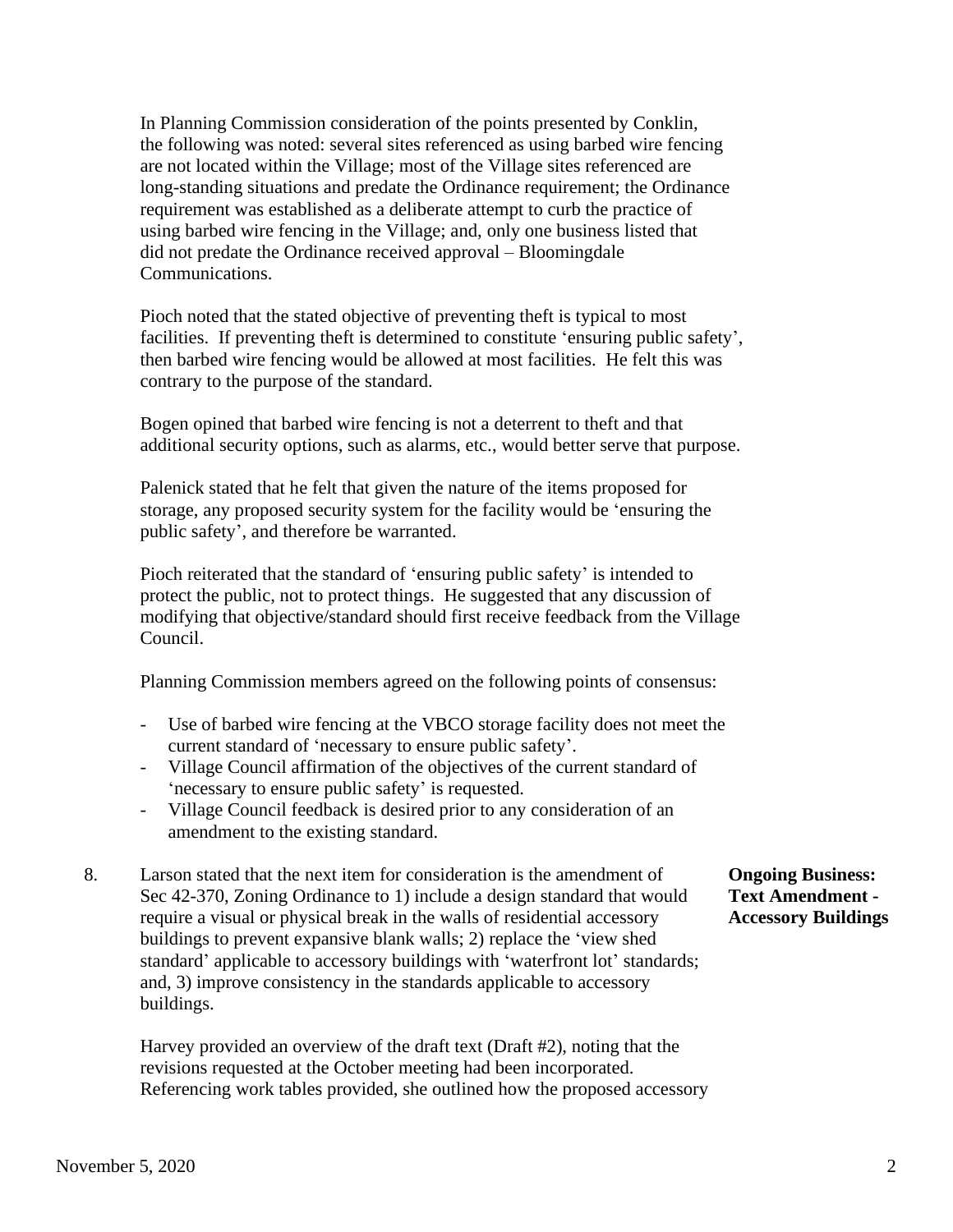In Planning Commission consideration of the points presented by Conklin, the following was noted: several sites referenced as using barbed wire fencing are not located within the Village; most of the Village sites referenced are long-standing situations and predate the Ordinance requirement; the Ordinance requirement was established as a deliberate attempt to curb the practice of using barbed wire fencing in the Village; and, only one business listed that did not predate the Ordinance received approval – Bloomingdale Communications.

Pioch noted that the stated objective of preventing theft is typical to most facilities. If preventing theft is determined to constitute 'ensuring public safety', then barbed wire fencing would be allowed at most facilities. He felt this was contrary to the purpose of the standard.

Bogen opined that barbed wire fencing is not a deterrent to theft and that additional security options, such as alarms, etc., would better serve that purpose.

Palenick stated that he felt that given the nature of the items proposed for storage, any proposed security system for the facility would be 'ensuring the public safety', and therefore be warranted.

Pioch reiterated that the standard of 'ensuring public safety' is intended to protect the public, not to protect things. He suggested that any discussion of modifying that objective/standard should first receive feedback from the Village Council.

Planning Commission members agreed on the following points of consensus:

- Use of barbed wire fencing at the VBCO storage facility does not meet the current standard of 'necessary to ensure public safety'.
- Village Council affirmation of the objectives of the current standard of 'necessary to ensure public safety' is requested.
- Village Council feedback is desired prior to any consideration of an amendment to the existing standard.

**Ongoing Business: Text Amendment - Accessory Buildings**

8. Larson stated that the next item for consideration is the amendment of Sec 42-370, Zoning Ordinance to 1) include a design standard that would require a visual or physical break in the walls of residential accessory buildings to prevent expansive blank walls; 2) replace the 'view shed standard' applicable to accessory buildings with 'waterfront lot' standards; and, 3) improve consistency in the standards applicable to accessory buildings.

   Harvey provided an overview of the draft text (Draft #2), noting that the revisions requested at the October meeting had been incorporated. Referencing work tables provided, she outlined how the proposed accessory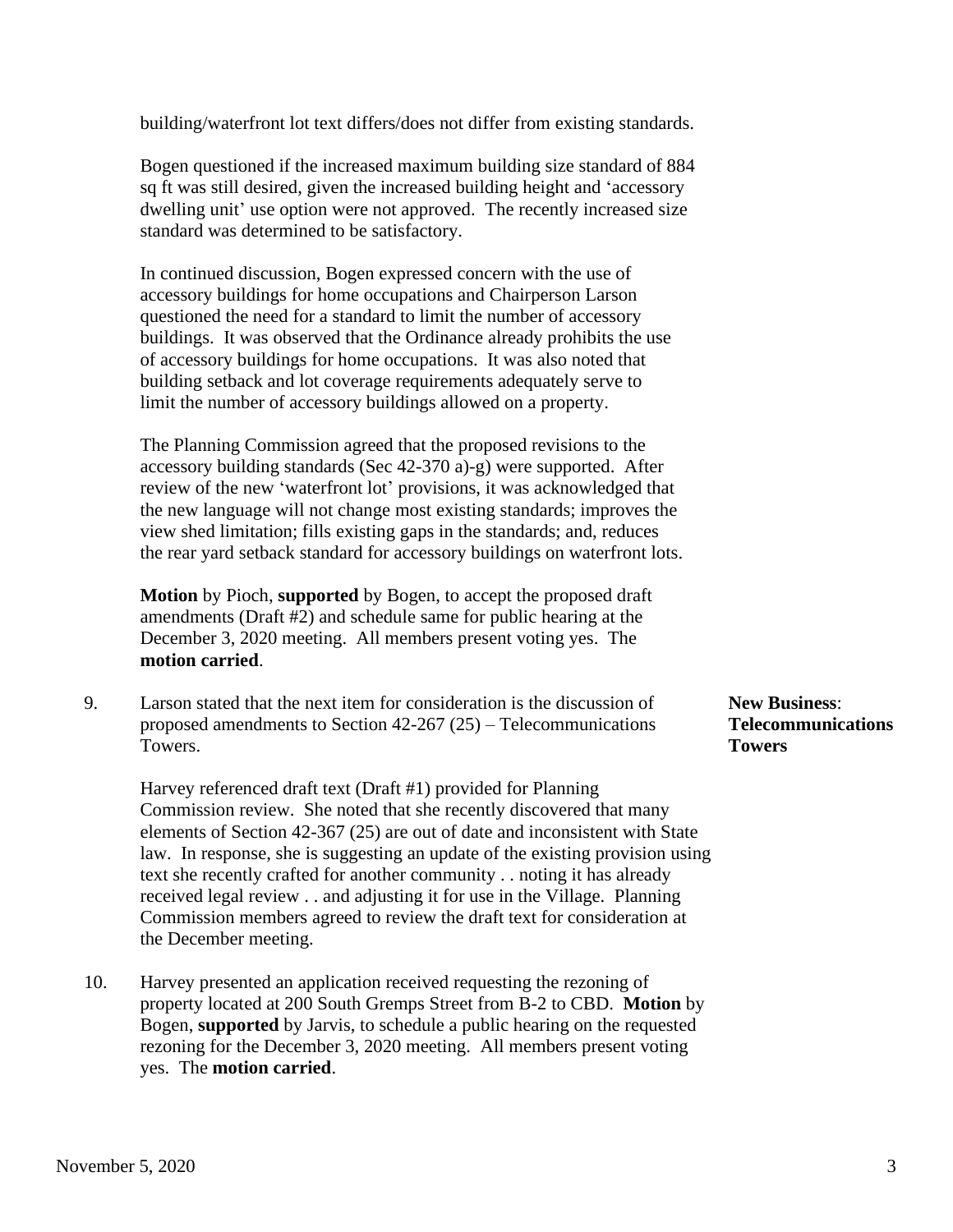building/waterfront lot text differs/does not differ from existing standards.

Bogen questioned if the increased maximum building size standard of 884 sq ft was still desired, given the increased building height and 'accessory dwelling unit' use option were not approved. The recently increased size standard was determined to be satisfactory.

In continued discussion, Bogen expressed concern with the use of accessory buildings for home occupations and Chairperson Larson questioned the need for a standard to limit the number of accessory buildings. It was observed that the Ordinance already prohibits the use of accessory buildings for home occupations. It was also noted that building setback and lot coverage requirements adequately serve to limit the number of accessory buildings allowed on a property.

The Planning Commission agreed that the proposed revisions to the accessory building standards (Sec 42-370 a)-g) were supported. After review of the new 'waterfront lot' provisions, it was acknowledged that the new language will not change most existing standards; improves the view shed limitation; fills existing gaps in the standards; and, reduces the rear yard setback standard for accessory buildings on waterfront lots.

**Motion** by Pioch, **supported** by Bogen, to accept the proposed draft amendments (Draft #2) and schedule same for public hearing at the December 3, 2020 meeting. All members present voting yes. The **motion carried**.

**New Business: Telecommunications Towers**

9. Larson stated that the next item for consideration is the discussion of proposed amendments to Section 42-267 (25) – Telecommunications Towers.

   Harvey referenced draft text (Draft #1) provided for Planning Commission review. She noted that she recently discovered that many elements of Section 42-367 (25) are out of date and inconsistent with State law. In response, she is suggesting an update of the existing provision using text she recently crafted for another community . . noting it has already received legal review . . and adjusting it for use in the Village. Planning Commission members agreed to review the draft text for consideration at the December meeting.

10. Harvey presented an application received requesting the rezoning of property located at 200 South Gremps Street from B-2 to CBD. **Motion** by Bogen, **supported** by Jarvis, to schedule a public hearing on the requested rezoning for the December 3, 2020 meeting. All members present voting yes. The **motion carried**.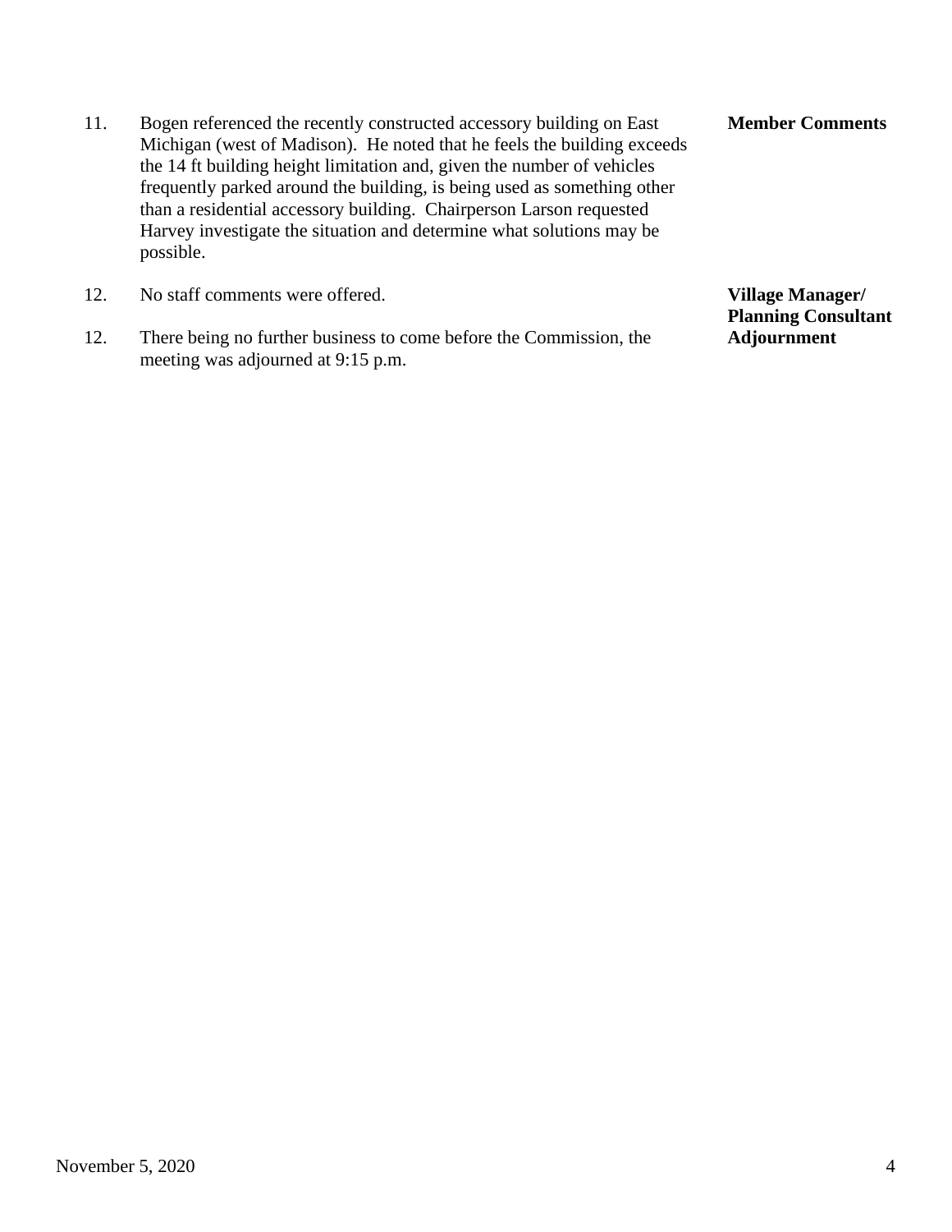11. Bogen referenced the recently constructed accessory building on East Michigan (west of Madison). He noted that he feels the building exceeds the 14 ft building height limitation and, given the number of vehicles frequently parked around the building, is being used as something other than a residential accessory building. Chairperson Larson requested Harvey investigate the situation and determine what solutions may be possible. — **Member Comments**

12. No staff comments were offered. — **Village Manager/ Planning Consultant**

12. There being no further business to come before the Commission, the meeting was adjourned at 9:15 p.m. — **Adjournment**

November 5, 2020